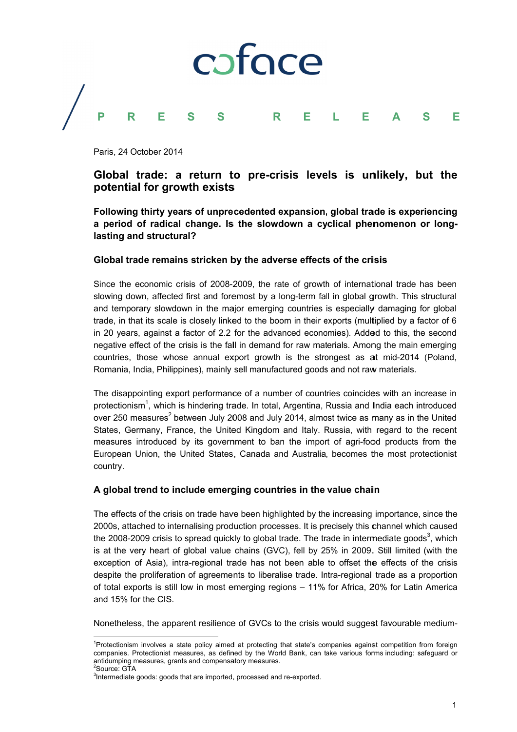coface

PRESS RELEASE

Paris, 24 October 2014

# Global trade: a return to pre-crisis levels is unlikely, but the potential for growth exists

**Following thirty years of unprecedented expansion, global trade is experiencing a period of radical change. Is the slowdown a cyclical phenomenon or long-lasting and structural?**

## Global trade remains stricken by the adverse effects of the crisis

Since the economic crisis of 2008-2009, the rate of growth of international trade has been slowing down, affected first and foremost by a long-term fall in global growth. This structural and temporary slowdown in the major emerging countries is especially damaging for global trade, in that its scale is closely linked to the boom in their exports (multiplied by a factor of 6 in 20 years, against a factor of 2.2 for the advanced economies). Added to this, the second negative effect of the crisis is the fall in demand for raw materials. Among the main emerging countries, those whose annual export growth is the strongest as at mid-2014 (Poland, Romania, India, Philippines), mainly sell manufactured goods and not raw materials.

The disappointing export performance of a number of countries coincides with an increase in protectionism[1], which is hindering trade. In total, Argentina, Russia and India each introduced over 250 measures[2] between July 2008 and July 2014, almost twice as many as in the United States, Germany, France, the United Kingdom and Italy. Russia, with regard to the recent measures introduced by its government to ban the import of agri-food products from the European Union, the United States, Canada and Australia, becomes the most protectionist country.

## A global trend to include emerging countries in the value chain

The effects of the crisis on trade have been highlighted by the increasing importance, since the 2000s, attached to internalising production processes. It is precisely this channel which caused the 2008-2009 crisis to spread quickly to global trade. The trade in intermediate goods[3], which is at the very heart of global value chains (GVC), fell by 25% in 2009. Still limited (with the exception of Asia), intra-regional trade has not been able to offset the effects of the crisis despite the proliferation of agreements to liberalise trade. Intra-regional trade as a proportion of total exports is still low in most emerging regions – 11% for Africa, 20% for Latin America and 15% for the CIS.

Nonetheless, the apparent resilience of GVCs to the crisis would suggest favourable medium-

---

[1]Protectionism involves a state policy aimed at protecting that state's companies against competition from foreign companies. Protectionist measures, as defined by the World Bank, can take various forms including: safeguard or antidumping measures, grants and compensatory measures.
[2]Source: GTA
[3]Intermediate goods: goods that are imported, processed and re-exported.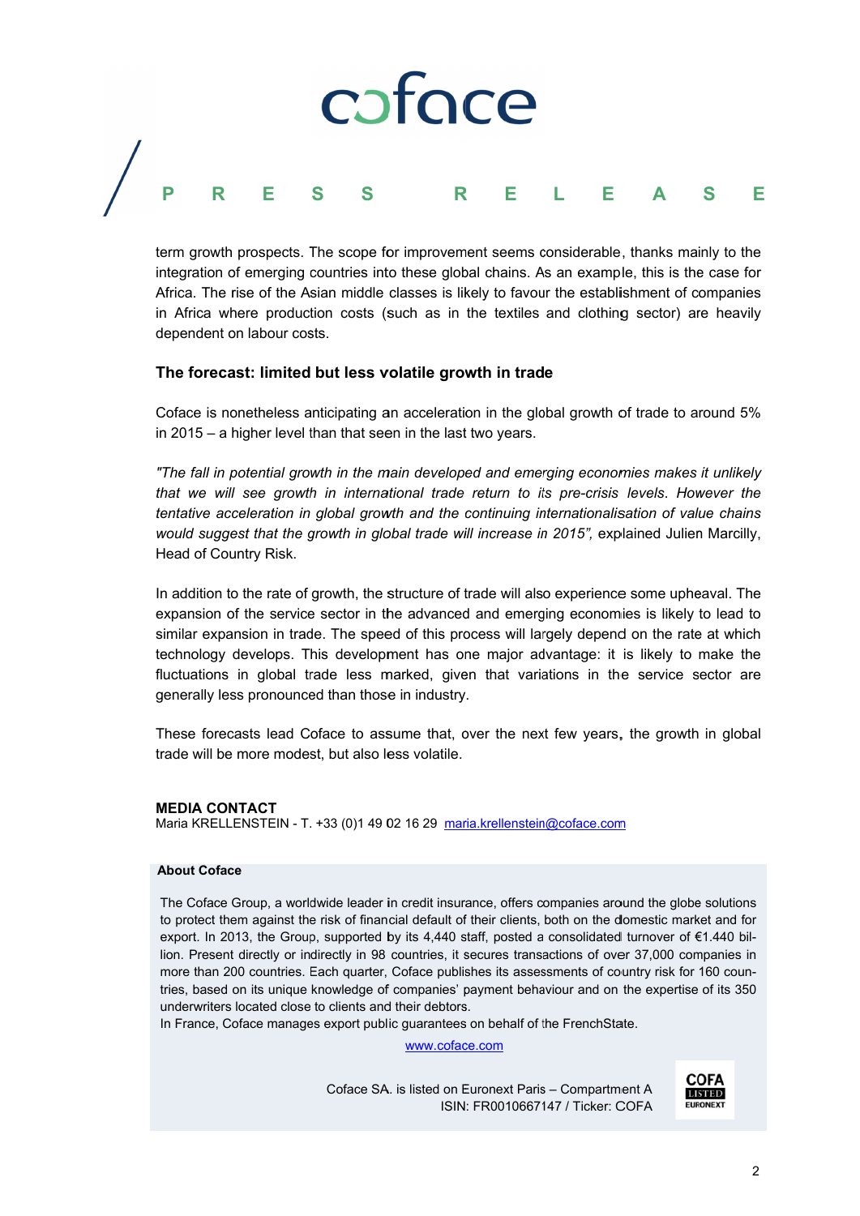term growth prospects. The scope for improvement seems considerable, thanks mainly to the integration of emerging countries into these global chains. As an example, this is the case for Africa. The rise of the Asian middle classes is likely to favour the establishment of companies in Africa where production costs (such as in the textiles and clothing sector) are heavily dependent on labour costs.

### The forecast: limited but less volatile growth in trade

Coface is nonetheless anticipating an acceleration in the global growth of trade to around 5% in 2015 – a higher level than that seen in the last two years.

*"The fall in potential growth in the main developed and emerging economies makes it unlikely that we will see growth in international trade return to its pre-crisis levels. However the tentative acceleration in global growth and the continuing internationalisation of value chains would suggest that the growth in global trade will increase in 2015",* explained Julien Marcilly, Head of Country Risk.

In addition to the rate of growth, the structure of trade will also experience some upheaval. The expansion of the service sector in the advanced and emerging economies is likely to lead to similar expansion in trade. The speed of this process will largely depend on the rate at which technology develops. This development has one major advantage: it is likely to make the fluctuations in global trade less marked, given that variations in the service sector are generally less pronounced than those in industry.

These forecasts lead Coface to assume that, over the next few years, the growth in global trade will be more modest, but also less volatile.

**MEDIA CONTACT**
Maria KRELLENSTEIN - T. +33 (0)1 49 02 16 29 maria.krellenstein@coface.com

**About Coface**

The Coface Group, a worldwide leader in credit insurance, offers companies around the globe solutions to protect them against the risk of financial default of their clients, both on the domestic market and for export. In 2013, the Group, supported by its 4,440 staff, posted a consolidated turnover of €1.440 billion. Present directly or indirectly in 98 countries, it secures transactions of over 37,000 companies in more than 200 countries. Each quarter, Coface publishes its assessments of country risk for 160 countries, based on its unique knowledge of companies' payment behaviour and on the expertise of its 350 underwriters located close to clients and their debtors.
In France, Coface manages export public guarantees on behalf of the FrenchState.

www.coface.com

Coface SA. is listed on Euronext Paris – Compartment A
ISIN: FR0010667147 / Ticker: COFA

COFA LISTED EURONEXT